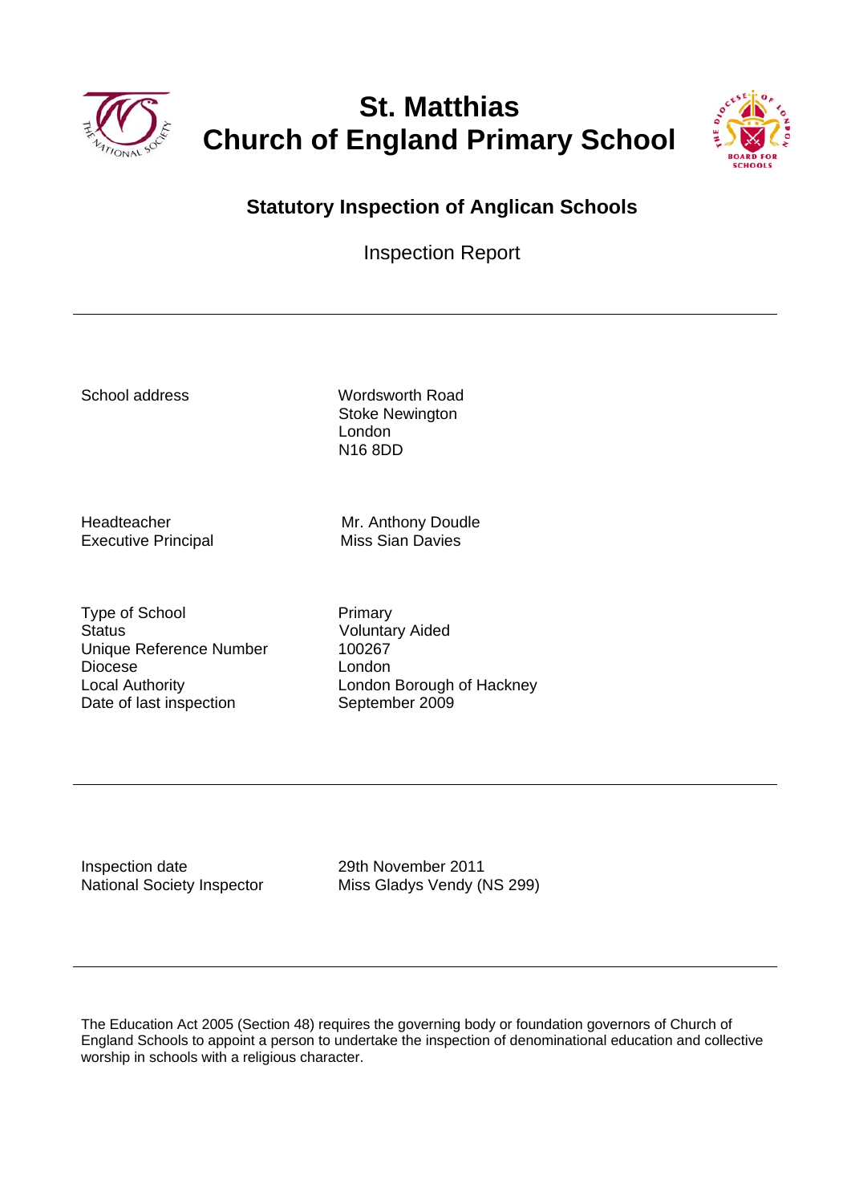# St. Matthias Church of England Primary School

## Statutory Inspection of Anglican Schools

Inspection Report

---

| | |
|---|---|
| School address | Wordsworth Road<br>Stoke Newington<br>London<br>N16 8DD |
| Headteacher | Mr. Anthony Doudle |
| Executive Principal | Miss Sian Davies |
| Type of School | Primary |
| Status | Voluntary Aided |
| Unique Reference Number | 100267 |
| Diocese | London |
| Local Authority | London Borough of Hackney |
| Date of last inspection | September 2009 |

---

| | |
|---|---|
| Inspection date | 29th November 2011 |
| National Society Inspector | Miss Gladys Vendy (NS 299) |

---

The Education Act 2005 (Section 48) requires the governing body or foundation governors of Church of England Schools to appoint a person to undertake the inspection of denominational education and collective worship in schools with a religious character.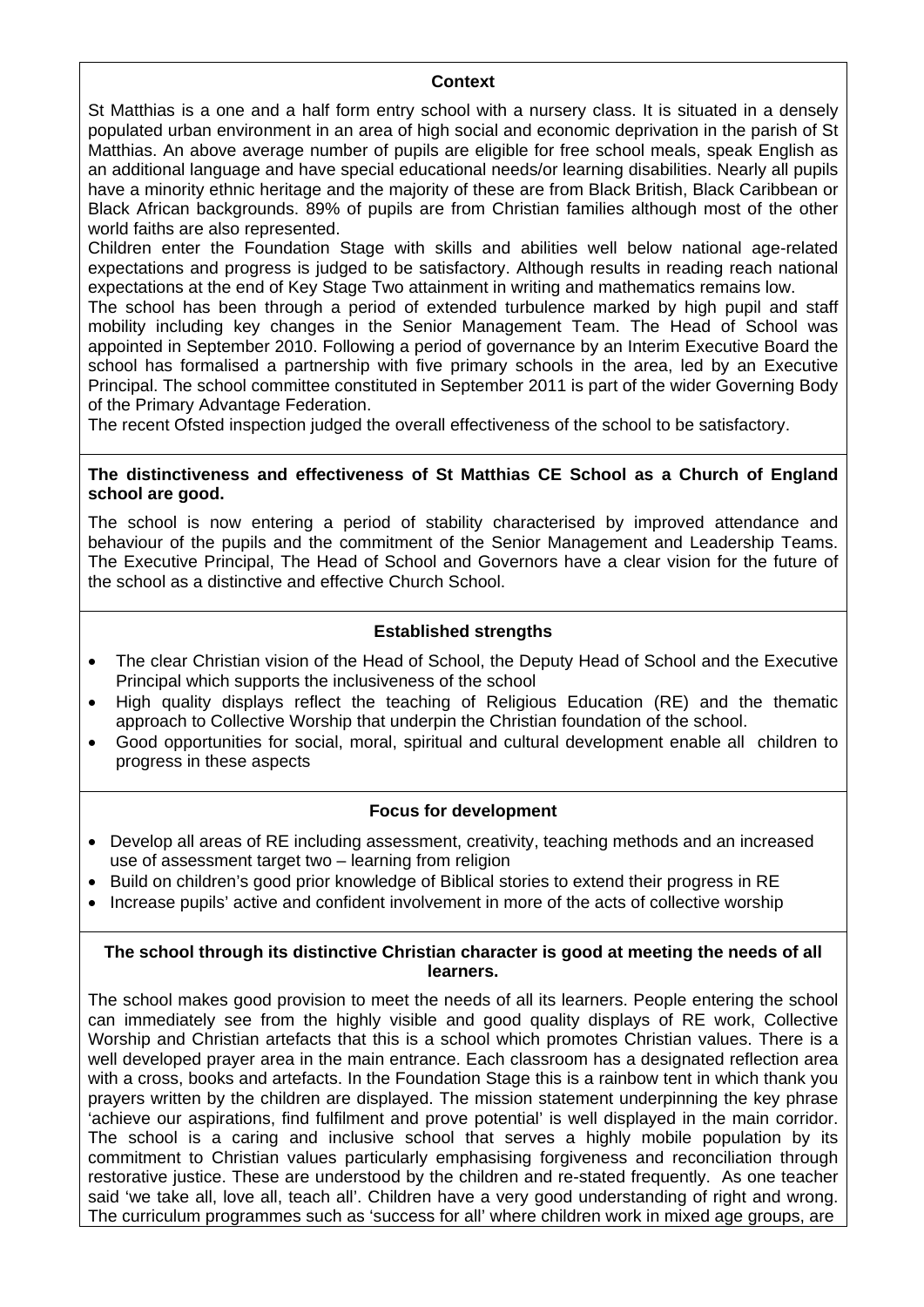**Context**

St Matthias is a one and a half form entry school with a nursery class. It is situated in a densely populated urban environment in an area of high social and economic deprivation in the parish of St Matthias. An above average number of pupils are eligible for free school meals, speak English as an additional language and have special educational needs/or learning disabilities. Nearly all pupils have a minority ethnic heritage and the majority of these are from Black British, Black Caribbean or Black African backgrounds. 89% of pupils are from Christian families although most of the other world faiths are also represented.

Children enter the Foundation Stage with skills and abilities well below national age-related expectations and progress is judged to be satisfactory. Although results in reading reach national expectations at the end of Key Stage Two attainment in writing and mathematics remains low.

The school has been through a period of extended turbulence marked by high pupil and staff mobility including key changes in the Senior Management Team. The Head of School was appointed in September 2010. Following a period of governance by an Interim Executive Board the school has formalised a partnership with five primary schools in the area, led by an Executive Principal. The school committee constituted in September 2011 is part of the wider Governing Body of the Primary Advantage Federation.

The recent Ofsted inspection judged the overall effectiveness of the school to be satisfactory.

**The distinctiveness and effectiveness of St Matthias CE School as a Church of England school are good.**

The school is now entering a period of stability characterised by improved attendance and behaviour of the pupils and the commitment of the Senior Management and Leadership Teams. The Executive Principal, The Head of School and Governors have a clear vision for the future of the school as a distinctive and effective Church School.

**Established strengths**

- The clear Christian vision of the Head of School, the Deputy Head of School and the Executive Principal which supports the inclusiveness of the school
- High quality displays reflect the teaching of Religious Education (RE) and the thematic approach to Collective Worship that underpin the Christian foundation of the school.
- Good opportunities for social, moral, spiritual and cultural development enable all children to progress in these aspects

**Focus for development**

- Develop all areas of RE including assessment, creativity, teaching methods and an increased use of assessment target two – learning from religion
- Build on children's good prior knowledge of Biblical stories to extend their progress in RE
- Increase pupils' active and confident involvement in more of the acts of collective worship

**The school through its distinctive Christian character is good at meeting the needs of all learners.**

The school makes good provision to meet the needs of all its learners. People entering the school can immediately see from the highly visible and good quality displays of RE work, Collective Worship and Christian artefacts that this is a school which promotes Christian values. There is a well developed prayer area in the main entrance. Each classroom has a designated reflection area with a cross, books and artefacts. In the Foundation Stage this is a rainbow tent in which thank you prayers written by the children are displayed. The mission statement underpinning the key phrase 'achieve our aspirations, find fulfilment and prove potential' is well displayed in the main corridor. The school is a caring and inclusive school that serves a highly mobile population by its commitment to Christian values particularly emphasising forgiveness and reconciliation through restorative justice. These are understood by the children and re-stated frequently. As one teacher said 'we take all, love all, teach all'. Children have a very good understanding of right and wrong. The curriculum programmes such as 'success for all' where children work in mixed age groups, are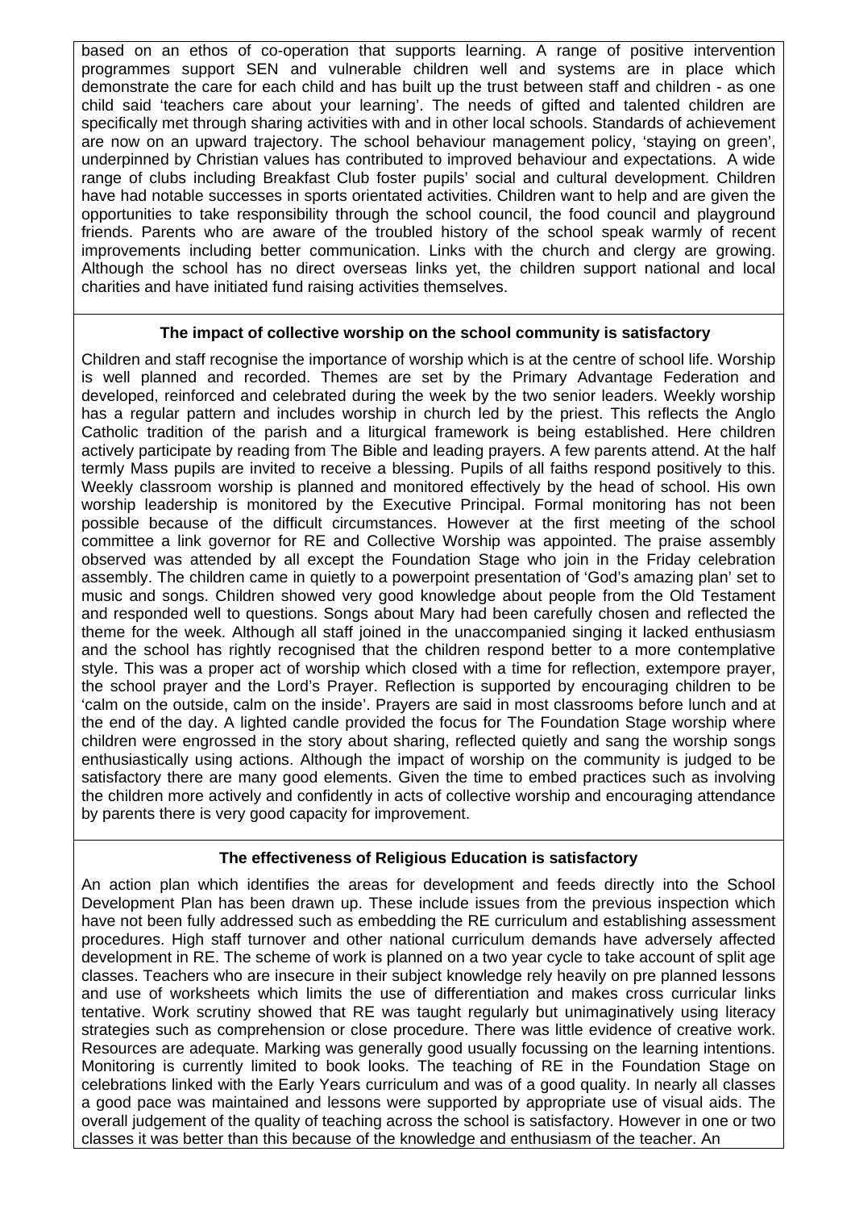based on an ethos of co-operation that supports learning. A range of positive intervention programmes support SEN and vulnerable children well and systems are in place which demonstrate the care for each child and has built up the trust between staff and children - as one child said 'teachers care about your learning'. The needs of gifted and talented children are specifically met through sharing activities with and in other local schools. Standards of achievement are now on an upward trajectory. The school behaviour management policy, 'staying on green', underpinned by Christian values has contributed to improved behaviour and expectations. A wide range of clubs including Breakfast Club foster pupils' social and cultural development. Children have had notable successes in sports orientated activities. Children want to help and are given the opportunities to take responsibility through the school council, the food council and playground friends. Parents who are aware of the troubled history of the school speak warmly of recent improvements including better communication. Links with the church and clergy are growing. Although the school has no direct overseas links yet, the children support national and local charities and have initiated fund raising activities themselves.

**The impact of collective worship on the school community is satisfactory**

Children and staff recognise the importance of worship which is at the centre of school life. Worship is well planned and recorded. Themes are set by the Primary Advantage Federation and developed, reinforced and celebrated during the week by the two senior leaders. Weekly worship has a regular pattern and includes worship in church led by the priest. This reflects the Anglo Catholic tradition of the parish and a liturgical framework is being established. Here children actively participate by reading from The Bible and leading prayers. A few parents attend. At the half termly Mass pupils are invited to receive a blessing. Pupils of all faiths respond positively to this. Weekly classroom worship is planned and monitored effectively by the head of school. His own worship leadership is monitored by the Executive Principal. Formal monitoring has not been possible because of the difficult circumstances. However at the first meeting of the school committee a link governor for RE and Collective Worship was appointed. The praise assembly observed was attended by all except the Foundation Stage who join in the Friday celebration assembly. The children came in quietly to a powerpoint presentation of 'God's amazing plan' set to music and songs. Children showed very good knowledge about people from the Old Testament and responded well to questions. Songs about Mary had been carefully chosen and reflected the theme for the week. Although all staff joined in the unaccompanied singing it lacked enthusiasm and the school has rightly recognised that the children respond better to a more contemplative style. This was a proper act of worship which closed with a time for reflection, extempore prayer, the school prayer and the Lord's Prayer. Reflection is supported by encouraging children to be 'calm on the outside, calm on the inside'. Prayers are said in most classrooms before lunch and at the end of the day. A lighted candle provided the focus for The Foundation Stage worship where children were engrossed in the story about sharing, reflected quietly and sang the worship songs enthusiastically using actions. Although the impact of worship on the community is judged to be satisfactory there are many good elements. Given the time to embed practices such as involving the children more actively and confidently in acts of collective worship and encouraging attendance by parents there is very good capacity for improvement.

**The effectiveness of Religious Education is satisfactory**

An action plan which identifies the areas for development and feeds directly into the School Development Plan has been drawn up. These include issues from the previous inspection which have not been fully addressed such as embedding the RE curriculum and establishing assessment procedures. High staff turnover and other national curriculum demands have adversely affected development in RE. The scheme of work is planned on a two year cycle to take account of split age classes. Teachers who are insecure in their subject knowledge rely heavily on pre planned lessons and use of worksheets which limits the use of differentiation and makes cross curricular links tentative. Work scrutiny showed that RE was taught regularly but unimaginatively using literacy strategies such as comprehension or close procedure. There was little evidence of creative work. Resources are adequate. Marking was generally good usually focussing on the learning intentions. Monitoring is currently limited to book looks. The teaching of RE in the Foundation Stage on celebrations linked with the Early Years curriculum and was of a good quality. In nearly all classes a good pace was maintained and lessons were supported by appropriate use of visual aids. The overall judgement of the quality of teaching across the school is satisfactory. However in one or two classes it was better than this because of the knowledge and enthusiasm of the teacher. An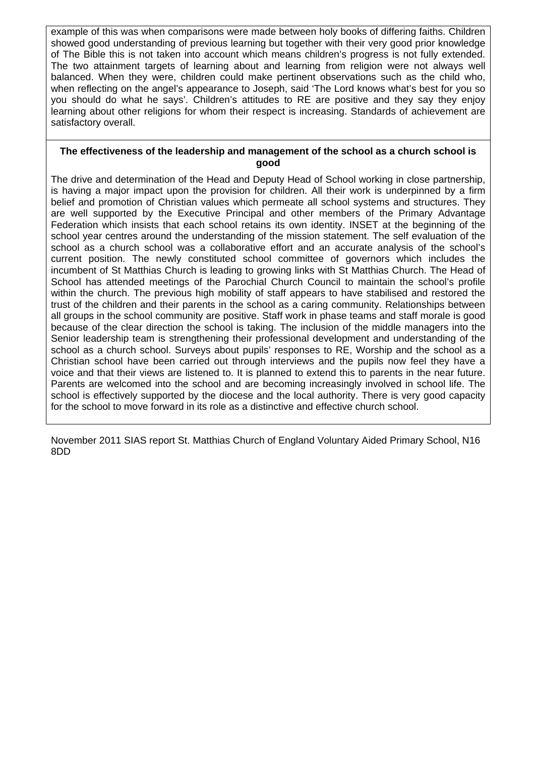example of this was when comparisons were made between holy books of differing faiths. Children showed good understanding of previous learning but together with their very good prior knowledge of The Bible this is not taken into account which means children's progress is not fully extended. The two attainment targets of learning about and learning from religion were not always well balanced. When they were, children could make pertinent observations such as the child who, when reflecting on the angel's appearance to Joseph, said 'The Lord knows what's best for you so you should do what he says'. Children's attitudes to RE are positive and they say they enjoy learning about other religions for whom their respect is increasing. Standards of achievement are satisfactory overall.

**The effectiveness of the leadership and management of the school as a church school is good**

The drive and determination of the Head and Deputy Head of School working in close partnership, is having a major impact upon the provision for children. All their work is underpinned by a firm belief and promotion of Christian values which permeate all school systems and structures. They are well supported by the Executive Principal and other members of the Primary Advantage Federation which insists that each school retains its own identity. INSET at the beginning of the school year centres around the understanding of the mission statement. The self evaluation of the school as a church school was a collaborative effort and an accurate analysis of the school's current position. The newly constituted school committee of governors which includes the incumbent of St Matthias Church is leading to growing links with St Matthias Church. The Head of School has attended meetings of the Parochial Church Council to maintain the school's profile within the church. The previous high mobility of staff appears to have stabilised and restored the trust of the children and their parents in the school as a caring community. Relationships between all groups in the school community are positive. Staff work in phase teams and staff morale is good because of the clear direction the school is taking. The inclusion of the middle managers into the Senior leadership team is strengthening their professional development and understanding of the school as a church school. Surveys about pupils' responses to RE, Worship and the school as a Christian school have been carried out through interviews and the pupils now feel they have a voice and that their views are listened to. It is planned to extend this to parents in the near future. Parents are welcomed into the school and are becoming increasingly involved in school life. The school is effectively supported by the diocese and the local authority. There is very good capacity for the school to move forward in its role as a distinctive and effective church school.

November 2011 SIAS report St. Matthias Church of England Voluntary Aided Primary School, N16 8DD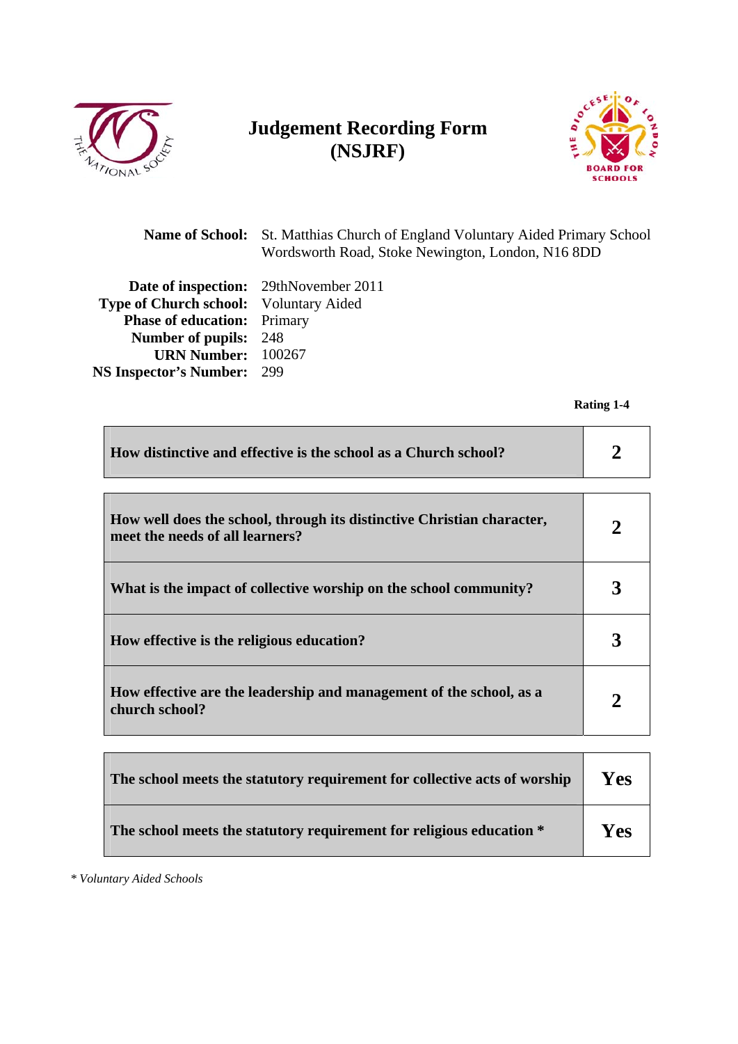# Judgement Recording Form (NSJRF)

| | |
|---|---|
| **Name of School:** | St. Matthias Church of England Voluntary Aided Primary School Wordsworth Road, Stoke Newington, London, N16 8DD |
| **Date of inspection:** | 29thNovember 2011 |
| **Type of Church school:** | Voluntary Aided |
| **Phase of education:** | Primary |
| **Number of pupils:** | 248 |
| **URN Number:** | 100267 |
| **NS Inspector's Number:** | 299 |

**Rating 1-4**

| | |
|---|---|
| **How distinctive and effective is the school as a Church school?** | **2** |

| | |
|---|---|
| **How well does the school, through its distinctive Christian character, meet the needs of all learners?** | **2** |
| **What is the impact of collective worship on the school community?** | **3** |
| **How effective is the religious education?** | **3** |
| **How effective are the leadership and management of the school, as a church school?** | **2** |

| | |
|---|---|
| **The school meets the statutory requirement for collective acts of worship** | **Yes** |
| **The school meets the statutory requirement for religious education *** | **Yes** |

*\* Voluntary Aided Schools*